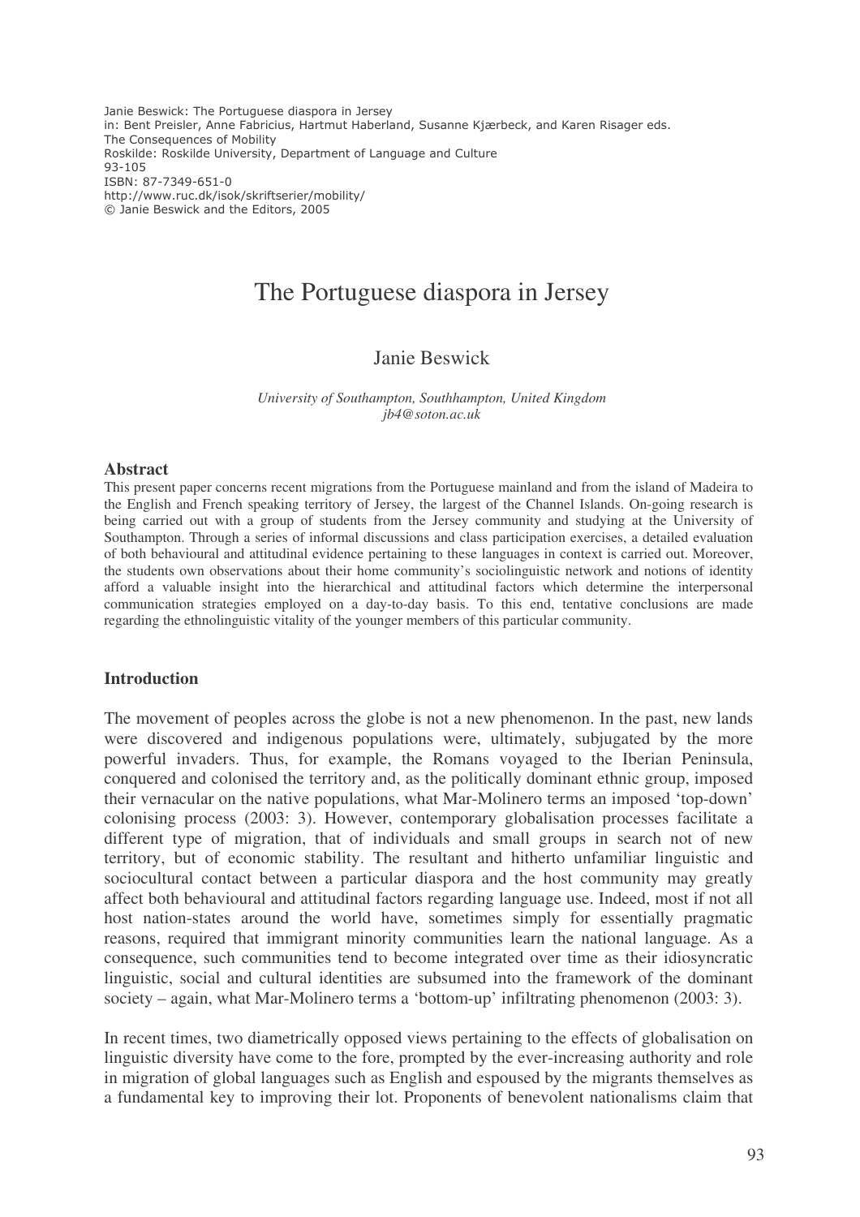Janie Beswick: The Portuguese diaspora in Jersey
in: Bent Preisler, Anne Fabricius, Hartmut Haberland, Susanne Kjærbeck, and Karen Risager eds.
The Consequences of Mobility
Roskilde: Roskilde University, Department of Language and Culture
93-105
ISBN: 87-7349-651-0
http://www.ruc.dk/isok/skriftserier/mobility/
© Janie Beswick and the Editors, 2005

# The Portuguese diaspora in Jersey

Janie Beswick

*University of Southampton, Southhampton, United Kingdom*
*jb4@soton.ac.uk*

**Abstract**

This present paper concerns recent migrations from the Portuguese mainland and from the island of Madeira to the English and French speaking territory of Jersey, the largest of the Channel Islands. On-going research is being carried out with a group of students from the Jersey community and studying at the University of Southampton. Through a series of informal discussions and class participation exercises, a detailed evaluation of both behavioural and attitudinal evidence pertaining to these languages in context is carried out. Moreover, the students own observations about their home community's sociolinguistic network and notions of identity afford a valuable insight into the hierarchical and attitudinal factors which determine the interpersonal communication strategies employed on a day-to-day basis. To this end, tentative conclusions are made regarding the ethnolinguistic vitality of the younger members of this particular community.

## Introduction

The movement of peoples across the globe is not a new phenomenon. In the past, new lands were discovered and indigenous populations were, ultimately, subjugated by the more powerful invaders. Thus, for example, the Romans voyaged to the Iberian Peninsula, conquered and colonised the territory and, as the politically dominant ethnic group, imposed their vernacular on the native populations, what Mar-Molinero terms an imposed 'top-down' colonising process (2003: 3). However, contemporary globalisation processes facilitate a different type of migration, that of individuals and small groups in search not of new territory, but of economic stability. The resultant and hitherto unfamiliar linguistic and sociocultural contact between a particular diaspora and the host community may greatly affect both behavioural and attitudinal factors regarding language use. Indeed, most if not all host nation-states around the world have, sometimes simply for essentially pragmatic reasons, required that immigrant minority communities learn the national language. As a consequence, such communities tend to become integrated over time as their idiosyncratic linguistic, social and cultural identities are subsumed into the framework of the dominant society – again, what Mar-Molinero terms a 'bottom-up' infiltrating phenomenon (2003: 3).

In recent times, two diametrically opposed views pertaining to the effects of globalisation on linguistic diversity have come to the fore, prompted by the ever-increasing authority and role in migration of global languages such as English and espoused by the migrants themselves as a fundamental key to improving their lot. Proponents of benevolent nationalisms claim that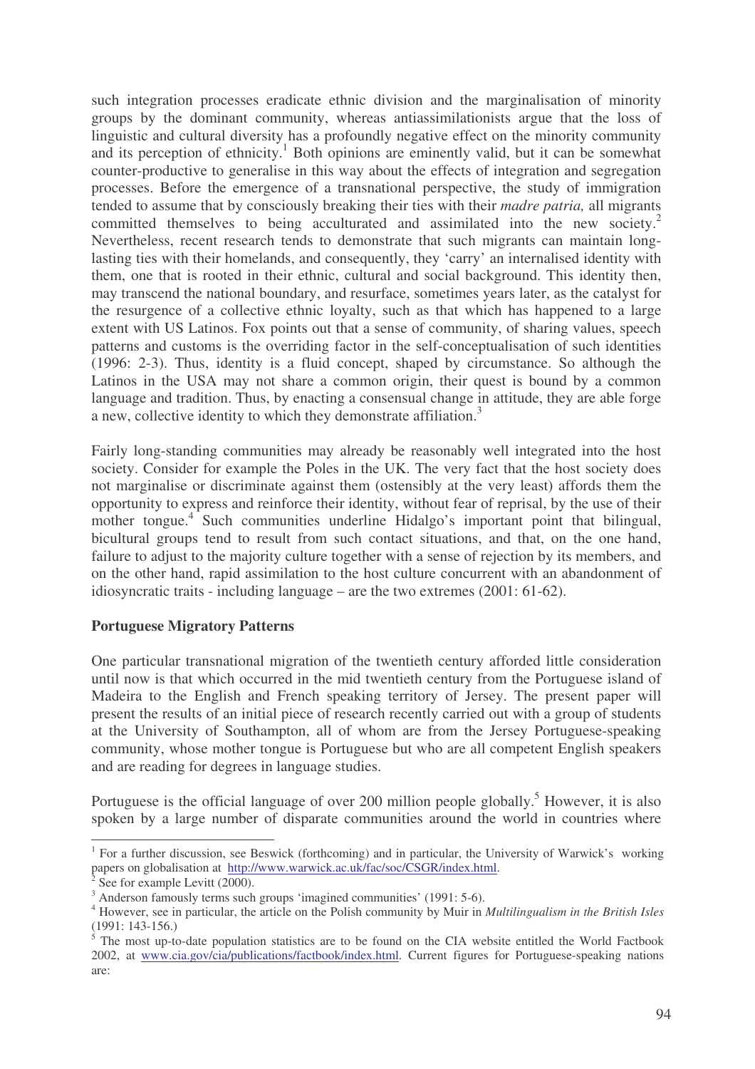such integration processes eradicate ethnic division and the marginalisation of minority groups by the dominant community, whereas antiassimilationists argue that the loss of linguistic and cultural diversity has a profoundly negative effect on the minority community and its perception of ethnicity.[1] Both opinions are eminently valid, but it can be somewhat counter-productive to generalise in this way about the effects of integration and segregation processes. Before the emergence of a transnational perspective, the study of immigration tended to assume that by consciously breaking their ties with their *madre patria,* all migrants committed themselves to being acculturated and assimilated into the new society.[2] Nevertheless, recent research tends to demonstrate that such migrants can maintain long-lasting ties with their homelands, and consequently, they 'carry' an internalised identity with them, one that is rooted in their ethnic, cultural and social background. This identity then, may transcend the national boundary, and resurface, sometimes years later, as the catalyst for the resurgence of a collective ethnic loyalty, such as that which has happened to a large extent with US Latinos. Fox points out that a sense of community, of sharing values, speech patterns and customs is the overriding factor in the self-conceptualisation of such identities (1996: 2-3). Thus, identity is a fluid concept, shaped by circumstance. So although the Latinos in the USA may not share a common origin, their quest is bound by a common language and tradition. Thus, by enacting a consensual change in attitude, they are able forge a new, collective identity to which they demonstrate affiliation.[3]

Fairly long-standing communities may already be reasonably well integrated into the host society. Consider for example the Poles in the UK. The very fact that the host society does not marginalise or discriminate against them (ostensibly at the very least) affords them the opportunity to express and reinforce their identity, without fear of reprisal, by the use of their mother tongue.[4] Such communities underline Hidalgo's important point that bilingual, bicultural groups tend to result from such contact situations, and that, on the one hand, failure to adjust to the majority culture together with a sense of rejection by its members, and on the other hand, rapid assimilation to the host culture concurrent with an abandonment of idiosyncratic traits - including language – are the two extremes (2001: 61-62).

**Portuguese Migratory Patterns**

One particular transnational migration of the twentieth century afforded little consideration until now is that which occurred in the mid twentieth century from the Portuguese island of Madeira to the English and French speaking territory of Jersey. The present paper will present the results of an initial piece of research recently carried out with a group of students at the University of Southampton, all of whom are from the Jersey Portuguese-speaking community, whose mother tongue is Portuguese but who are all competent English speakers and are reading for degrees in language studies.

Portuguese is the official language of over 200 million people globally.[5] However, it is also spoken by a large number of disparate communities around the world in countries where

---

[1] For a further discussion, see Beswick (forthcoming) and in particular, the University of Warwick's working papers on globalisation at http://www.warwick.ac.uk/fac/soc/CSGR/index.html.

[2] See for example Levitt (2000).

[3] Anderson famously terms such groups 'imagined communities' (1991: 5-6).

[4] However, see in particular, the article on the Polish community by Muir in *Multilingualism in the British Isles* (1991: 143-156.)

[5] The most up-to-date population statistics are to be found on the CIA website entitled the World Factbook 2002, at www.cia.gov/cia/publications/factbook/index.html. Current figures for Portuguese-speaking nations are: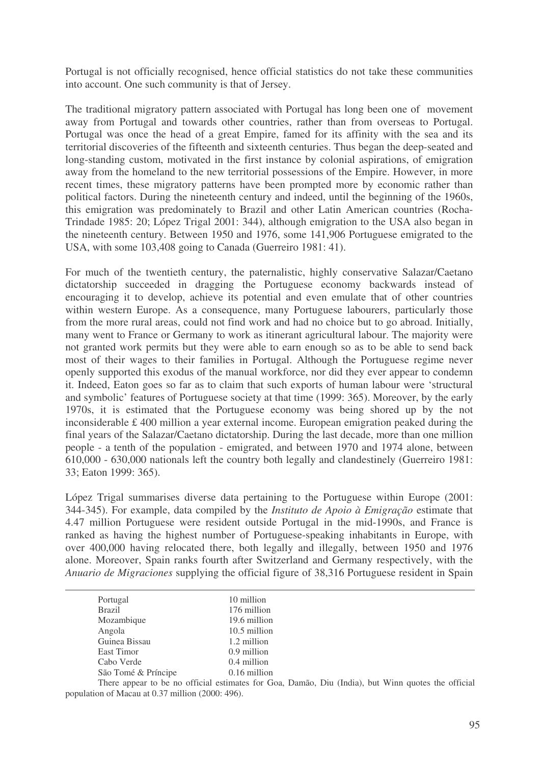Portugal is not officially recognised, hence official statistics do not take these communities into account. One such community is that of Jersey.

The traditional migratory pattern associated with Portugal has long been one of movement away from Portugal and towards other countries, rather than from overseas to Portugal. Portugal was once the head of a great Empire, famed for its affinity with the sea and its territorial discoveries of the fifteenth and sixteenth centuries. Thus began the deep-seated and long-standing custom, motivated in the first instance by colonial aspirations, of emigration away from the homeland to the new territorial possessions of the Empire. However, in more recent times, these migratory patterns have been prompted more by economic rather than political factors. During the nineteenth century and indeed, until the beginning of the 1960s, this emigration was predominately to Brazil and other Latin American countries (Rocha-Trindade 1985: 20; López Trigal 2001: 344), although emigration to the USA also began in the nineteenth century. Between 1950 and 1976, some 141,906 Portuguese emigrated to the USA, with some 103,408 going to Canada (Guerreiro 1981: 41).

For much of the twentieth century, the paternalistic, highly conservative Salazar/Caetano dictatorship succeeded in dragging the Portuguese economy backwards instead of encouraging it to develop, achieve its potential and even emulate that of other countries within western Europe. As a consequence, many Portuguese labourers, particularly those from the more rural areas, could not find work and had no choice but to go abroad. Initially, many went to France or Germany to work as itinerant agricultural labour. The majority were not granted work permits but they were able to earn enough so as to be able to send back most of their wages to their families in Portugal. Although the Portuguese regime never openly supported this exodus of the manual workforce, nor did they ever appear to condemn it. Indeed, Eaton goes so far as to claim that such exports of human labour were 'structural and symbolic' features of Portuguese society at that time (1999: 365). Moreover, by the early 1970s, it is estimated that the Portuguese economy was being shored up by the not inconsiderable £ 400 million a year external income. European emigration peaked during the final years of the Salazar/Caetano dictatorship. During the last decade, more than one million people - a tenth of the population - emigrated, and between 1970 and 1974 alone, between 610,000 - 630,000 nationals left the country both legally and clandestinely (Guerreiro 1981: 33; Eaton 1999: 365).

López Trigal summarises diverse data pertaining to the Portuguese within Europe (2001: 344-345). For example, data compiled by the *Instituto de Apoio à Emigração* estimate that 4.47 million Portuguese were resident outside Portugal in the mid-1990s, and France is ranked as having the highest number of Portuguese-speaking inhabitants in Europe, with over 400,000 having relocated there, both legally and illegally, between 1950 and 1976 alone. Moreover, Spain ranks fourth after Switzerland and Germany respectively, with the *Anuario de Migraciones* supplying the official figure of 38,316 Portuguese resident in Spain

---

| | |
|---|---|
| Portugal | 10 million |
| Brazil | 176 million |
| Mozambique | 19.6 million |
| Angola | 10.5 million |
| Guinea Bissau | 1.2 million |
| East Timor | 0.9 million |
| Cabo Verde | 0.4 million |
| São Tomé & Príncipe | 0.16 million |

There appear to be no official estimates for Goa, Damão, Diu (India), but Winn quotes the official population of Macau at 0.37 million (2000: 496).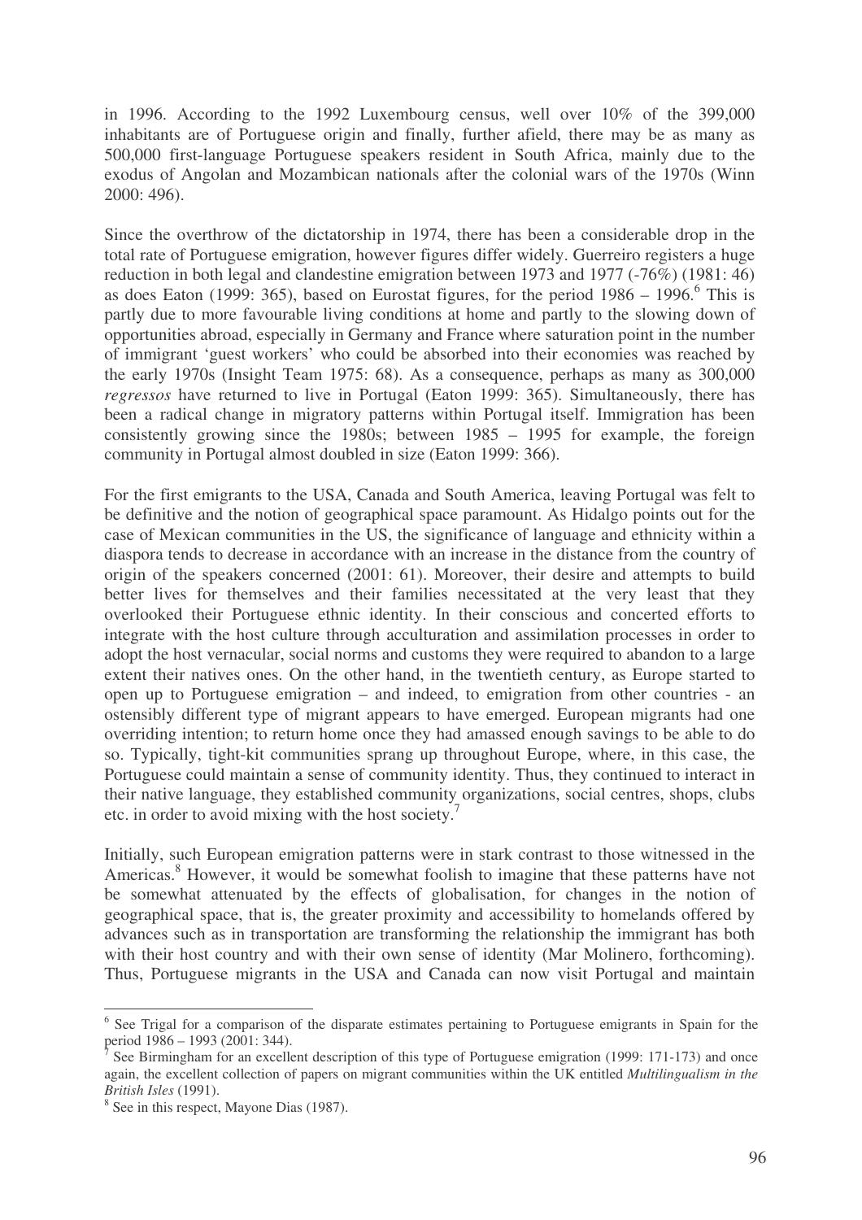in 1996. According to the 1992 Luxembourg census, well over 10% of the 399,000 inhabitants are of Portuguese origin and finally, further afield, there may be as many as 500,000 first-language Portuguese speakers resident in South Africa, mainly due to the exodus of Angolan and Mozambican nationals after the colonial wars of the 1970s (Winn 2000: 496).

Since the overthrow of the dictatorship in 1974, there has been a considerable drop in the total rate of Portuguese emigration, however figures differ widely. Guerreiro registers a huge reduction in both legal and clandestine emigration between 1973 and 1977 (-76%) (1981: 46) as does Eaton (1999: 365), based on Eurostat figures, for the period 1986 – 1996.[6] This is partly due to more favourable living conditions at home and partly to the slowing down of opportunities abroad, especially in Germany and France where saturation point in the number of immigrant 'guest workers' who could be absorbed into their economies was reached by the early 1970s (Insight Team 1975: 68). As a consequence, perhaps as many as 300,000 *regressos* have returned to live in Portugal (Eaton 1999: 365). Simultaneously, there has been a radical change in migratory patterns within Portugal itself. Immigration has been consistently growing since the 1980s; between 1985 – 1995 for example, the foreign community in Portugal almost doubled in size (Eaton 1999: 366).

For the first emigrants to the USA, Canada and South America, leaving Portugal was felt to be definitive and the notion of geographical space paramount. As Hidalgo points out for the case of Mexican communities in the US, the significance of language and ethnicity within a diaspora tends to decrease in accordance with an increase in the distance from the country of origin of the speakers concerned (2001: 61). Moreover, their desire and attempts to build better lives for themselves and their families necessitated at the very least that they overlooked their Portuguese ethnic identity. In their conscious and concerted efforts to integrate with the host culture through acculturation and assimilation processes in order to adopt the host vernacular, social norms and customs they were required to abandon to a large extent their natives ones. On the other hand, in the twentieth century, as Europe started to open up to Portuguese emigration – and indeed, to emigration from other countries - an ostensibly different type of migrant appears to have emerged. European migrants had one overriding intention; to return home once they had amassed enough savings to be able to do so. Typically, tight-kit communities sprang up throughout Europe, where, in this case, the Portuguese could maintain a sense of community identity. Thus, they continued to interact in their native language, they established community organizations, social centres, shops, clubs etc. in order to avoid mixing with the host society.[7]

Initially, such European emigration patterns were in stark contrast to those witnessed in the Americas.[8] However, it would be somewhat foolish to imagine that these patterns have not be somewhat attenuated by the effects of globalisation, for changes in the notion of geographical space, that is, the greater proximity and accessibility to homelands offered by advances such as in transportation are transforming the relationship the immigrant has both with their host country and with their own sense of identity (Mar Molinero, forthcoming). Thus, Portuguese migrants in the USA and Canada can now visit Portugal and maintain

---

[6] See Trigal for a comparison of the disparate estimates pertaining to Portuguese emigrants in Spain for the period 1986 – 1993 (2001: 344).

[7] See Birmingham for an excellent description of this type of Portuguese emigration (1999: 171-173) and once again, the excellent collection of papers on migrant communities within the UK entitled *Multilingualism in the British Isles* (1991).

[8] See in this respect, Mayone Dias (1987).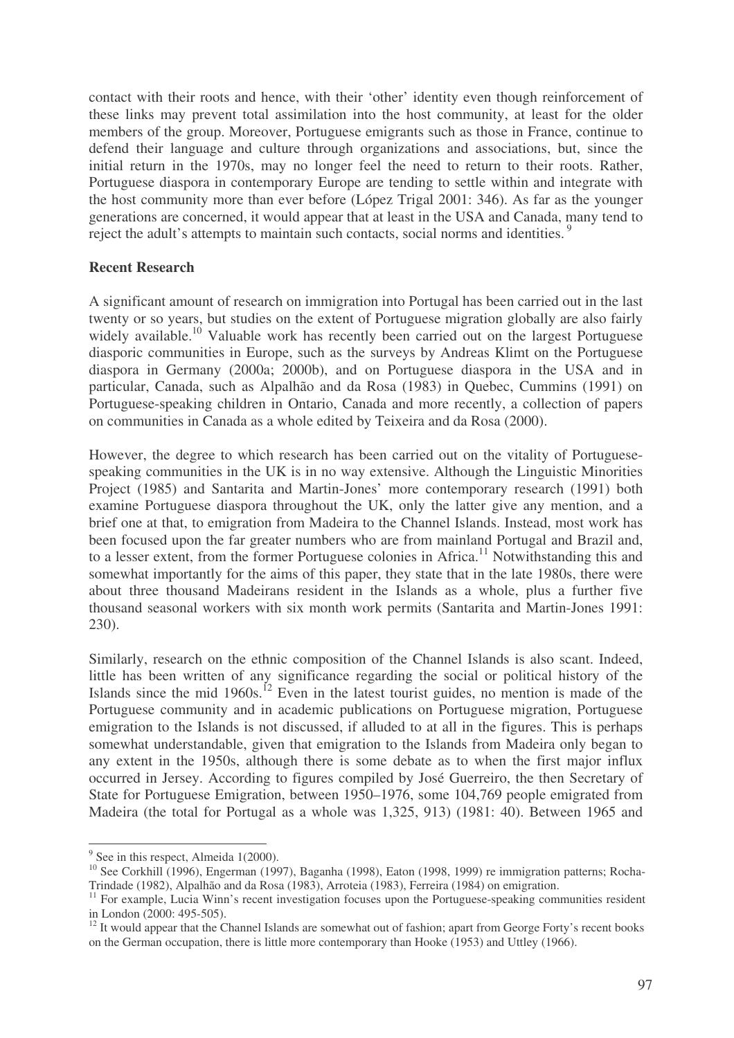contact with their roots and hence, with their 'other' identity even though reinforcement of these links may prevent total assimilation into the host community, at least for the older members of the group. Moreover, Portuguese emigrants such as those in France, continue to defend their language and culture through organizations and associations, but, since the initial return in the 1970s, may no longer feel the need to return to their roots. Rather, Portuguese diaspora in contemporary Europe are tending to settle within and integrate with the host community more than ever before (López Trigal 2001: 346). As far as the younger generations are concerned, it would appear that at least in the USA and Canada, many tend to reject the adult's attempts to maintain such contacts, social norms and identities.[9]

**Recent Research**

A significant amount of research on immigration into Portugal has been carried out in the last twenty or so years, but studies on the extent of Portuguese migration globally are also fairly widely available.[10] Valuable work has recently been carried out on the largest Portuguese diasporic communities in Europe, such as the surveys by Andreas Klimt on the Portuguese diaspora in Germany (2000a; 2000b), and on Portuguese diaspora in the USA and in particular, Canada, such as Alpalhão and da Rosa (1983) in Quebec, Cummins (1991) on Portuguese-speaking children in Ontario, Canada and more recently, a collection of papers on communities in Canada as a whole edited by Teixeira and da Rosa (2000).

However, the degree to which research has been carried out on the vitality of Portuguese-speaking communities in the UK is in no way extensive. Although the Linguistic Minorities Project (1985) and Santarita and Martin-Jones' more contemporary research (1991) both examine Portuguese diaspora throughout the UK, only the latter give any mention, and a brief one at that, to emigration from Madeira to the Channel Islands. Instead, most work has been focused upon the far greater numbers who are from mainland Portugal and Brazil and, to a lesser extent, from the former Portuguese colonies in Africa.[11] Notwithstanding this and somewhat importantly for the aims of this paper, they state that in the late 1980s, there were about three thousand Madeirans resident in the Islands as a whole, plus a further five thousand seasonal workers with six month work permits (Santarita and Martin-Jones 1991: 230).

Similarly, research on the ethnic composition of the Channel Islands is also scant. Indeed, little has been written of any significance regarding the social or political history of the Islands since the mid 1960s.[12] Even in the latest tourist guides, no mention is made of the Portuguese community and in academic publications on Portuguese migration, Portuguese emigration to the Islands is not discussed, if alluded to at all in the figures. This is perhaps somewhat understandable, given that emigration to the Islands from Madeira only began to any extent in the 1950s, although there is some debate as to when the first major influx occurred in Jersey. According to figures compiled by José Guerreiro, the then Secretary of State for Portuguese Emigration, between 1950–1976, some 104,769 people emigrated from Madeira (the total for Portugal as a whole was 1,325, 913) (1981: 40). Between 1965 and

---

[9] See in this respect, Almeida 1(2000).

[10] See Corkhill (1996), Engerman (1997), Baganha (1998), Eaton (1998, 1999) re immigration patterns; Rocha-Trindade (1982), Alpalhão and da Rosa (1983), Arroteia (1983), Ferreira (1984) on emigration.

[11] For example, Lucia Winn's recent investigation focuses upon the Portuguese-speaking communities resident in London (2000: 495-505).

[12] It would appear that the Channel Islands are somewhat out of fashion; apart from George Forty's recent books on the German occupation, there is little more contemporary than Hooke (1953) and Uttley (1966).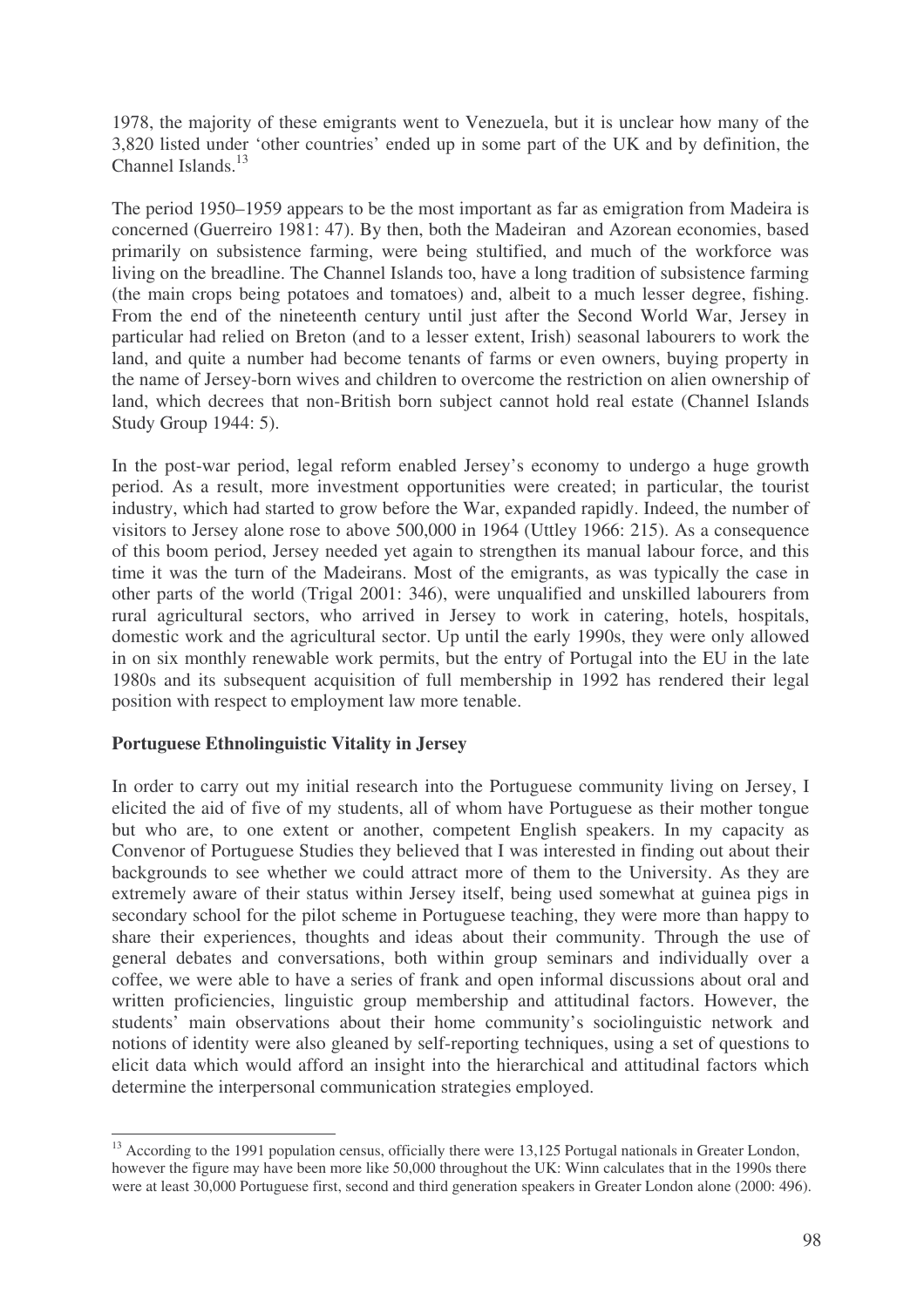1978, the majority of these emigrants went to Venezuela, but it is unclear how many of the 3,820 listed under 'other countries' ended up in some part of the UK and by definition, the Channel Islands.[13]

The period 1950–1959 appears to be the most important as far as emigration from Madeira is concerned (Guerreiro 1981: 47). By then, both the Madeiran and Azorean economies, based primarily on subsistence farming, were being stultified, and much of the workforce was living on the breadline. The Channel Islands too, have a long tradition of subsistence farming (the main crops being potatoes and tomatoes) and, albeit to a much lesser degree, fishing. From the end of the nineteenth century until just after the Second World War, Jersey in particular had relied on Breton (and to a lesser extent, Irish) seasonal labourers to work the land, and quite a number had become tenants of farms or even owners, buying property in the name of Jersey-born wives and children to overcome the restriction on alien ownership of land, which decrees that non-British born subject cannot hold real estate (Channel Islands Study Group 1944: 5).

In the post-war period, legal reform enabled Jersey's economy to undergo a huge growth period. As a result, more investment opportunities were created; in particular, the tourist industry, which had started to grow before the War, expanded rapidly. Indeed, the number of visitors to Jersey alone rose to above 500,000 in 1964 (Uttley 1966: 215). As a consequence of this boom period, Jersey needed yet again to strengthen its manual labour force, and this time it was the turn of the Madeirans. Most of the emigrants, as was typically the case in other parts of the world (Trigal 2001: 346), were unqualified and unskilled labourers from rural agricultural sectors, who arrived in Jersey to work in catering, hotels, hospitals, domestic work and the agricultural sector. Up until the early 1990s, they were only allowed in on six monthly renewable work permits, but the entry of Portugal into the EU in the late 1980s and its subsequent acquisition of full membership in 1992 has rendered their legal position with respect to employment law more tenable.

**Portuguese Ethnolinguistic Vitality in Jersey**

In order to carry out my initial research into the Portuguese community living on Jersey, I elicited the aid of five of my students, all of whom have Portuguese as their mother tongue but who are, to one extent or another, competent English speakers. In my capacity as Convenor of Portuguese Studies they believed that I was interested in finding out about their backgrounds to see whether we could attract more of them to the University. As they are extremely aware of their status within Jersey itself, being used somewhat at guinea pigs in secondary school for the pilot scheme in Portuguese teaching, they were more than happy to share their experiences, thoughts and ideas about their community. Through the use of general debates and conversations, both within group seminars and individually over a coffee, we were able to have a series of frank and open informal discussions about oral and written proficiencies, linguistic group membership and attitudinal factors. However, the students' main observations about their home community's sociolinguistic network and notions of identity were also gleaned by self-reporting techniques, using a set of questions to elicit data which would afford an insight into the hierarchical and attitudinal factors which determine the interpersonal communication strategies employed.

[13] According to the 1991 population census, officially there were 13,125 Portugal nationals in Greater London, however the figure may have been more like 50,000 throughout the UK: Winn calculates that in the 1990s there were at least 30,000 Portuguese first, second and third generation speakers in Greater London alone (2000: 496).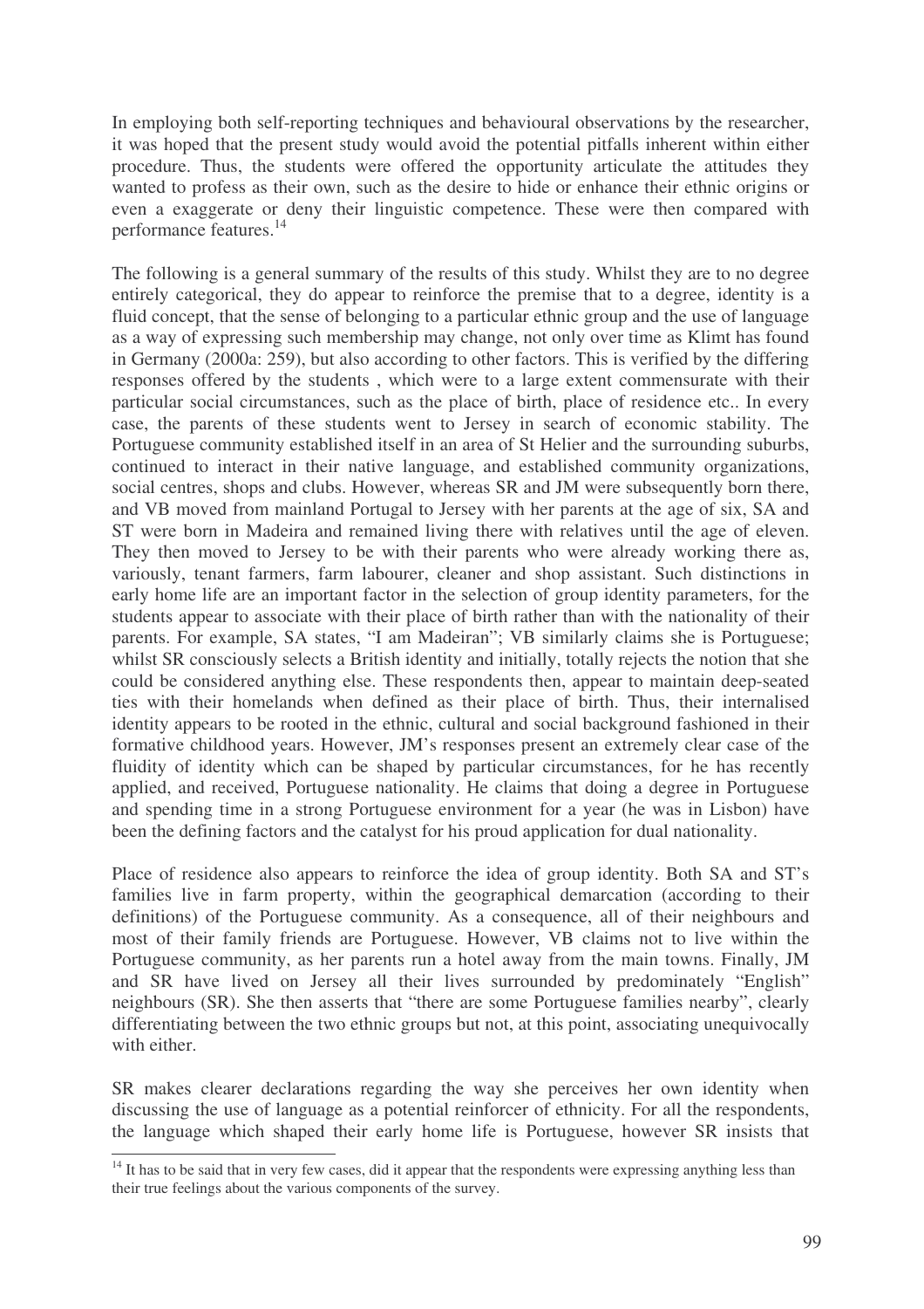In employing both self-reporting techniques and behavioural observations by the researcher, it was hoped that the present study would avoid the potential pitfalls inherent within either procedure. Thus, the students were offered the opportunity articulate the attitudes they wanted to profess as their own, such as the desire to hide or enhance their ethnic origins or even a exaggerate or deny their linguistic competence. These were then compared with performance features.[14]

The following is a general summary of the results of this study. Whilst they are to no degree entirely categorical, they do appear to reinforce the premise that to a degree, identity is a fluid concept, that the sense of belonging to a particular ethnic group and the use of language as a way of expressing such membership may change, not only over time as Klimt has found in Germany (2000a: 259), but also according to other factors. This is verified by the differing responses offered by the students , which were to a large extent commensurate with their particular social circumstances, such as the place of birth, place of residence etc.. In every case, the parents of these students went to Jersey in search of economic stability. The Portuguese community established itself in an area of St Helier and the surrounding suburbs, continued to interact in their native language, and established community organizations, social centres, shops and clubs. However, whereas SR and JM were subsequently born there, and VB moved from mainland Portugal to Jersey with her parents at the age of six, SA and ST were born in Madeira and remained living there with relatives until the age of eleven. They then moved to Jersey to be with their parents who were already working there as, variously, tenant farmers, farm labourer, cleaner and shop assistant. Such distinctions in early home life are an important factor in the selection of group identity parameters, for the students appear to associate with their place of birth rather than with the nationality of their parents. For example, SA states, "I am Madeiran"; VB similarly claims she is Portuguese; whilst SR consciously selects a British identity and initially, totally rejects the notion that she could be considered anything else. These respondents then, appear to maintain deep-seated ties with their homelands when defined as their place of birth. Thus, their internalised identity appears to be rooted in the ethnic, cultural and social background fashioned in their formative childhood years. However, JM's responses present an extremely clear case of the fluidity of identity which can be shaped by particular circumstances, for he has recently applied, and received, Portuguese nationality. He claims that doing a degree in Portuguese and spending time in a strong Portuguese environment for a year (he was in Lisbon) have been the defining factors and the catalyst for his proud application for dual nationality.

Place of residence also appears to reinforce the idea of group identity. Both SA and ST's families live in farm property, within the geographical demarcation (according to their definitions) of the Portuguese community. As a consequence, all of their neighbours and most of their family friends are Portuguese. However, VB claims not to live within the Portuguese community, as her parents run a hotel away from the main towns. Finally, JM and SR have lived on Jersey all their lives surrounded by predominately "English" neighbours (SR). She then asserts that "there are some Portuguese families nearby", clearly differentiating between the two ethnic groups but not, at this point, associating unequivocally with either.

SR makes clearer declarations regarding the way she perceives her own identity when discussing the use of language as a potential reinforcer of ethnicity. For all the respondents, the language which shaped their early home life is Portuguese, however SR insists that

[14] It has to be said that in very few cases, did it appear that the respondents were expressing anything less than their true feelings about the various components of the survey.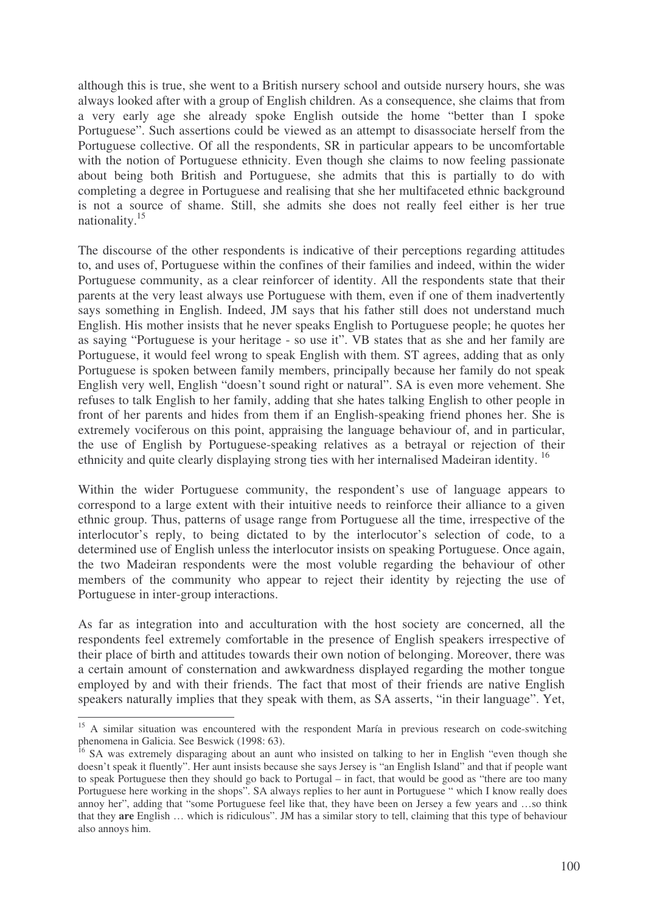although this is true, she went to a British nursery school and outside nursery hours, she was always looked after with a group of English children. As a consequence, she claims that from a very early age she already spoke English outside the home "better than I spoke Portuguese". Such assertions could be viewed as an attempt to disassociate herself from the Portuguese collective. Of all the respondents, SR in particular appears to be uncomfortable with the notion of Portuguese ethnicity. Even though she claims to now feeling passionate about being both British and Portuguese, she admits that this is partially to do with completing a degree in Portuguese and realising that she her multifaceted ethnic background is not a source of shame. Still, she admits she does not really feel either is her true nationality.[15]

The discourse of the other respondents is indicative of their perceptions regarding attitudes to, and uses of, Portuguese within the confines of their families and indeed, within the wider Portuguese community, as a clear reinforcer of identity. All the respondents state that their parents at the very least always use Portuguese with them, even if one of them inadvertently says something in English. Indeed, JM says that his father still does not understand much English. His mother insists that he never speaks English to Portuguese people; he quotes her as saying "Portuguese is your heritage - so use it". VB states that as she and her family are Portuguese, it would feel wrong to speak English with them. ST agrees, adding that as only Portuguese is spoken between family members, principally because her family do not speak English very well, English "doesn't sound right or natural". SA is even more vehement. She refuses to talk English to her family, adding that she hates talking English to other people in front of her parents and hides from them if an English-speaking friend phones her. She is extremely vociferous on this point, appraising the language behaviour of, and in particular, the use of English by Portuguese-speaking relatives as a betrayal or rejection of their ethnicity and quite clearly displaying strong ties with her internalised Madeiran identity.[16]

Within the wider Portuguese community, the respondent's use of language appears to correspond to a large extent with their intuitive needs to reinforce their alliance to a given ethnic group. Thus, patterns of usage range from Portuguese all the time, irrespective of the interlocutor's reply, to being dictated to by the interlocutor's selection of code, to a determined use of English unless the interlocutor insists on speaking Portuguese. Once again, the two Madeiran respondents were the most voluble regarding the behaviour of other members of the community who appear to reject their identity by rejecting the use of Portuguese in inter-group interactions.

As far as integration into and acculturation with the host society are concerned, all the respondents feel extremely comfortable in the presence of English speakers irrespective of their place of birth and attitudes towards their own notion of belonging. Moreover, there was a certain amount of consternation and awkwardness displayed regarding the mother tongue employed by and with their friends. The fact that most of their friends are native English speakers naturally implies that they speak with them, as SA asserts, "in their language". Yet,

---

[15] A similar situation was encountered with the respondent María in previous research on code-switching phenomena in Galicia. See Beswick (1998: 63).

[16] SA was extremely disparaging about an aunt who insisted on talking to her in English "even though she doesn't speak it fluently". Her aunt insists because she says Jersey is "an English Island" and that if people want to speak Portuguese then they should go back to Portugal – in fact, that would be good as "there are too many Portuguese here working in the shops". SA always replies to her aunt in Portuguese " which I know really does annoy her", adding that "some Portuguese feel like that, they have been on Jersey a few years and …so think that they **are** English … which is ridiculous". JM has a similar story to tell, claiming that this type of behaviour also annoys him.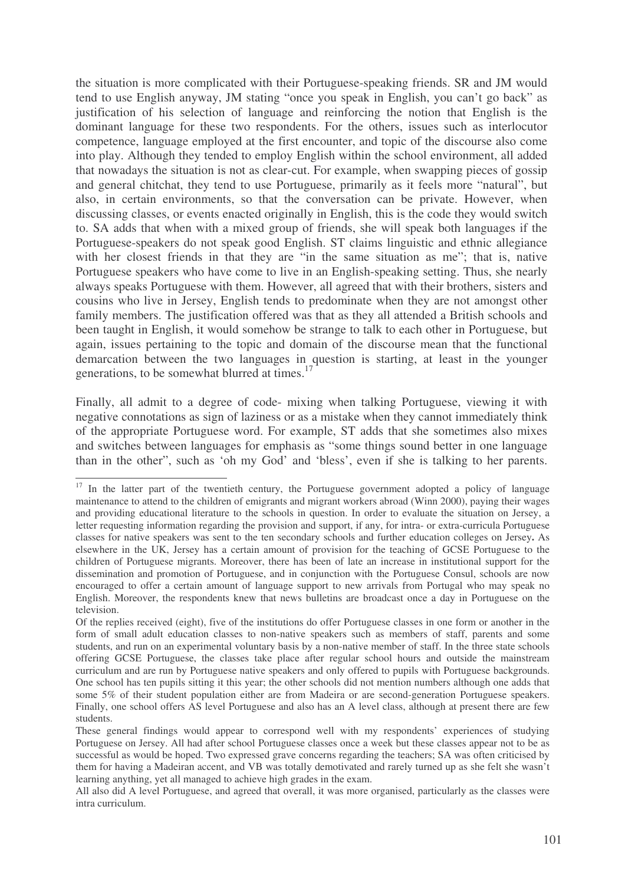the situation is more complicated with their Portuguese-speaking friends. SR and JM would tend to use English anyway, JM stating "once you speak in English, you can't go back" as justification of his selection of language and reinforcing the notion that English is the dominant language for these two respondents. For the others, issues such as interlocutor competence, language employed at the first encounter, and topic of the discourse also come into play. Although they tended to employ English within the school environment, all added that nowadays the situation is not as clear-cut. For example, when swapping pieces of gossip and general chitchat, they tend to use Portuguese, primarily as it feels more "natural", but also, in certain environments, so that the conversation can be private. However, when discussing classes, or events enacted originally in English, this is the code they would switch to. SA adds that when with a mixed group of friends, she will speak both languages if the Portuguese-speakers do not speak good English. ST claims linguistic and ethnic allegiance with her closest friends in that they are "in the same situation as me"; that is, native Portuguese speakers who have come to live in an English-speaking setting. Thus, she nearly always speaks Portuguese with them. However, all agreed that with their brothers, sisters and cousins who live in Jersey, English tends to predominate when they are not amongst other family members. The justification offered was that as they all attended a British schools and been taught in English, it would somehow be strange to talk to each other in Portuguese, but again, issues pertaining to the topic and domain of the discourse mean that the functional demarcation between the two languages in question is starting, at least in the younger generations, to be somewhat blurred at times.[17]

Finally, all admit to a degree of code- mixing when talking Portuguese, viewing it with negative connotations as sign of laziness or as a mistake when they cannot immediately think of the appropriate Portuguese word. For example, ST adds that she sometimes also mixes and switches between languages for emphasis as "some things sound better in one language than in the other", such as 'oh my God' and 'bless', even if she is talking to her parents.

---

[17] In the latter part of the twentieth century, the Portuguese government adopted a policy of language maintenance to attend to the children of emigrants and migrant workers abroad (Winn 2000), paying their wages and providing educational literature to the schools in question. In order to evaluate the situation on Jersey, a letter requesting information regarding the provision and support, if any, for intra- or extra-curricula Portuguese classes for native speakers was sent to the ten secondary schools and further education colleges on Jersey**.** As elsewhere in the UK, Jersey has a certain amount of provision for the teaching of GCSE Portuguese to the children of Portuguese migrants. Moreover, there has been of late an increase in institutional support for the dissemination and promotion of Portuguese, and in conjunction with the Portuguese Consul, schools are now encouraged to offer a certain amount of language support to new arrivals from Portugal who may speak no English. Moreover, the respondents knew that news bulletins are broadcast once a day in Portuguese on the television.

Of the replies received (eight), five of the institutions do offer Portuguese classes in one form or another in the form of small adult education classes to non-native speakers such as members of staff, parents and some students, and run on an experimental voluntary basis by a non-native member of staff. In the three state schools offering GCSE Portuguese, the classes take place after regular school hours and outside the mainstream curriculum and are run by Portuguese native speakers and only offered to pupils with Portuguese backgrounds. One school has ten pupils sitting it this year; the other schools did not mention numbers although one adds that some 5% of their student population either are from Madeira or are second-generation Portuguese speakers. Finally, one school offers AS level Portuguese and also has an A level class, although at present there are few students.

These general findings would appear to correspond well with my respondents' experiences of studying Portuguese on Jersey. All had after school Portuguese classes once a week but these classes appear not to be as successful as would be hoped. Two expressed grave concerns regarding the teachers; SA was often criticised by them for having a Madeiran accent, and VB was totally demotivated and rarely turned up as she felt she wasn't learning anything, yet all managed to achieve high grades in the exam.

All also did A level Portuguese, and agreed that overall, it was more organised, particularly as the classes were intra curriculum.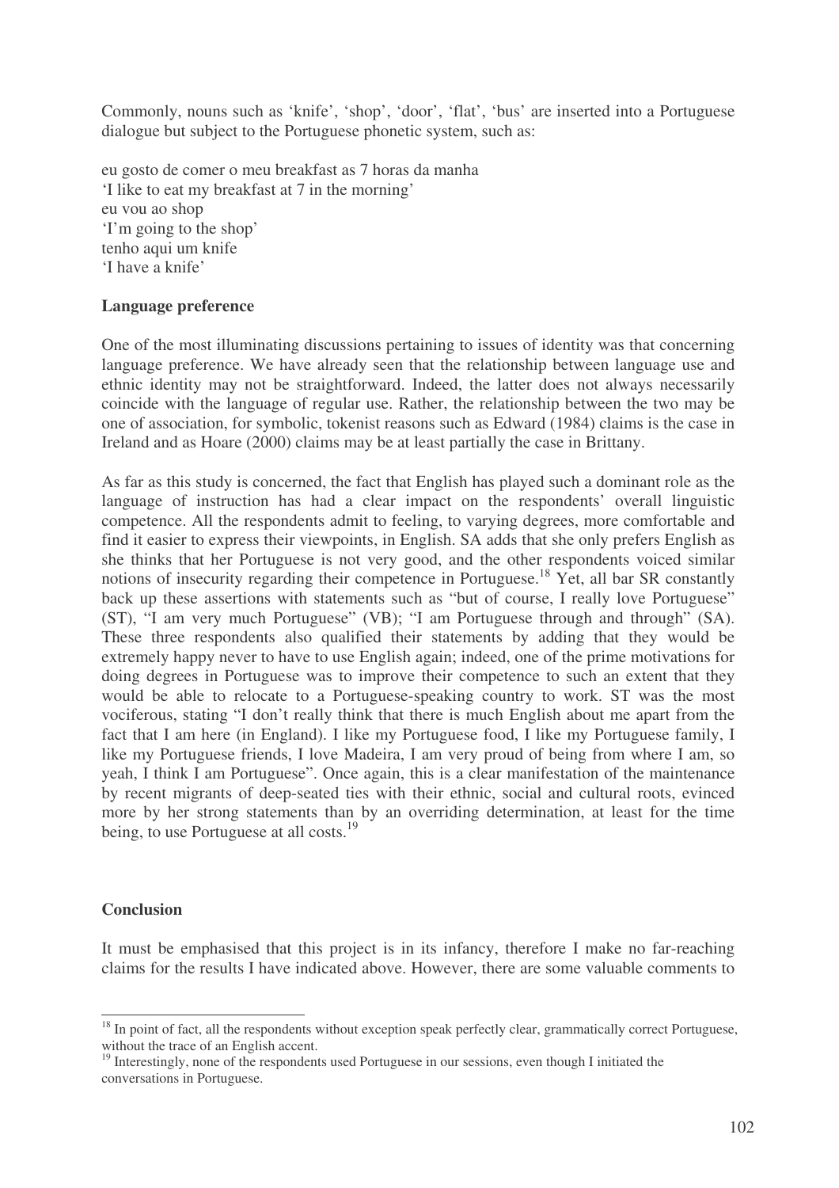Commonly, nouns such as 'knife', 'shop', 'door', 'flat', 'bus' are inserted into a Portuguese dialogue but subject to the Portuguese phonetic system, such as:

eu gosto de comer o meu breakfast as 7 horas da manha
'I like to eat my breakfast at 7 in the morning'
eu vou ao shop
'I'm going to the shop'
tenho aqui um knife
'I have a knife'

**Language preference**

One of the most illuminating discussions pertaining to issues of identity was that concerning language preference. We have already seen that the relationship between language use and ethnic identity may not be straightforward. Indeed, the latter does not always necessarily coincide with the language of regular use. Rather, the relationship between the two may be one of association, for symbolic, tokenist reasons such as Edward (1984) claims is the case in Ireland and as Hoare (2000) claims may be at least partially the case in Brittany.

As far as this study is concerned, the fact that English has played such a dominant role as the language of instruction has had a clear impact on the respondents' overall linguistic competence. All the respondents admit to feeling, to varying degrees, more comfortable and find it easier to express their viewpoints, in English. SA adds that she only prefers English as she thinks that her Portuguese is not very good, and the other respondents voiced similar notions of insecurity regarding their competence in Portuguese.[18] Yet, all bar SR constantly back up these assertions with statements such as "but of course, I really love Portuguese" (ST), "I am very much Portuguese" (VB); "I am Portuguese through and through" (SA). These three respondents also qualified their statements by adding that they would be extremely happy never to have to use English again; indeed, one of the prime motivations for doing degrees in Portuguese was to improve their competence to such an extent that they would be able to relocate to a Portuguese-speaking country to work. ST was the most vociferous, stating "I don't really think that there is much English about me apart from the fact that I am here (in England). I like my Portuguese food, I like my Portuguese family, I like my Portuguese friends, I love Madeira, I am very proud of being from where I am, so yeah, I think I am Portuguese". Once again, this is a clear manifestation of the maintenance by recent migrants of deep-seated ties with their ethnic, social and cultural roots, evinced more by her strong statements than by an overriding determination, at least for the time being, to use Portuguese at all costs.[19]

**Conclusion**

It must be emphasised that this project is in its infancy, therefore I make no far-reaching claims for the results I have indicated above. However, there are some valuable comments to

---

[18] In point of fact, all the respondents without exception speak perfectly clear, grammatically correct Portuguese, without the trace of an English accent.

[19] Interestingly, none of the respondents used Portuguese in our sessions, even though I initiated the conversations in Portuguese.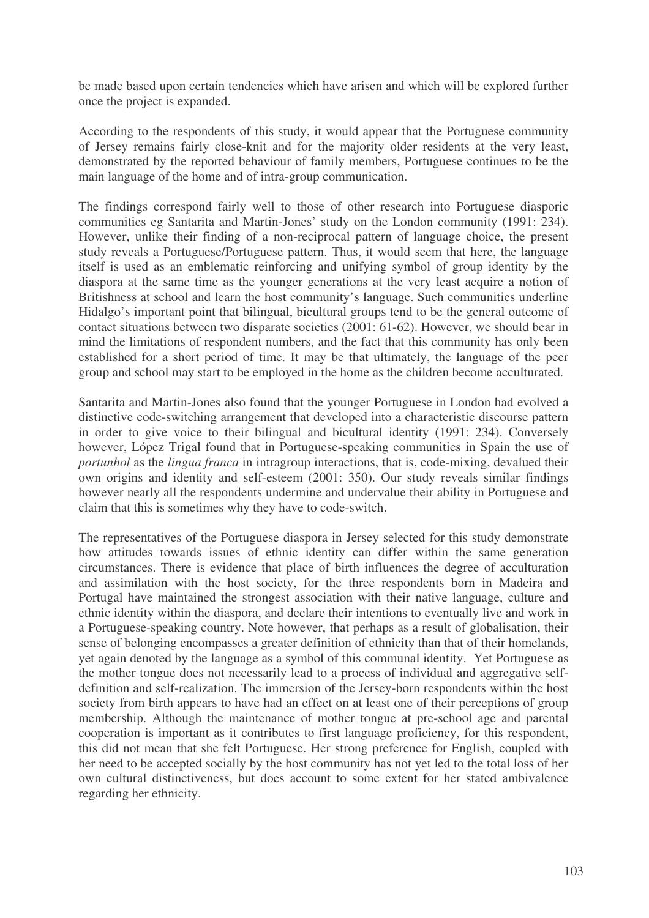be made based upon certain tendencies which have arisen and which will be explored further once the project is expanded.

According to the respondents of this study, it would appear that the Portuguese community of Jersey remains fairly close-knit and for the majority older residents at the very least, demonstrated by the reported behaviour of family members, Portuguese continues to be the main language of the home and of intra-group communication.

The findings correspond fairly well to those of other research into Portuguese diasporic communities eg Santarita and Martin-Jones' study on the London community (1991: 234). However, unlike their finding of a non-reciprocal pattern of language choice, the present study reveals a Portuguese/Portuguese pattern. Thus, it would seem that here, the language itself is used as an emblematic reinforcing and unifying symbol of group identity by the diaspora at the same time as the younger generations at the very least acquire a notion of Britishness at school and learn the host community's language. Such communities underline Hidalgo's important point that bilingual, bicultural groups tend to be the general outcome of contact situations between two disparate societies (2001: 61-62). However, we should bear in mind the limitations of respondent numbers, and the fact that this community has only been established for a short period of time. It may be that ultimately, the language of the peer group and school may start to be employed in the home as the children become acculturated.

Santarita and Martin-Jones also found that the younger Portuguese in London had evolved a distinctive code-switching arrangement that developed into a characteristic discourse pattern in order to give voice to their bilingual and bicultural identity (1991: 234). Conversely however, López Trigal found that in Portuguese-speaking communities in Spain the use of *portunhol* as the *lingua franca* in intragroup interactions, that is, code-mixing, devalued their own origins and identity and self-esteem (2001: 350). Our study reveals similar findings however nearly all the respondents undermine and undervalue their ability in Portuguese and claim that this is sometimes why they have to code-switch.

The representatives of the Portuguese diaspora in Jersey selected for this study demonstrate how attitudes towards issues of ethnic identity can differ within the same generation circumstances. There is evidence that place of birth influences the degree of acculturation and assimilation with the host society, for the three respondents born in Madeira and Portugal have maintained the strongest association with their native language, culture and ethnic identity within the diaspora, and declare their intentions to eventually live and work in a Portuguese-speaking country. Note however, that perhaps as a result of globalisation, their sense of belonging encompasses a greater definition of ethnicity than that of their homelands, yet again denoted by the language as a symbol of this communal identity. Yet Portuguese as the mother tongue does not necessarily lead to a process of individual and aggregative self-definition and self-realization. The immersion of the Jersey-born respondents within the host society from birth appears to have had an effect on at least one of their perceptions of group membership. Although the maintenance of mother tongue at pre-school age and parental cooperation is important as it contributes to first language proficiency, for this respondent, this did not mean that she felt Portuguese. Her strong preference for English, coupled with her need to be accepted socially by the host community has not yet led to the total loss of her own cultural distinctiveness, but does account to some extent for her stated ambivalence regarding her ethnicity.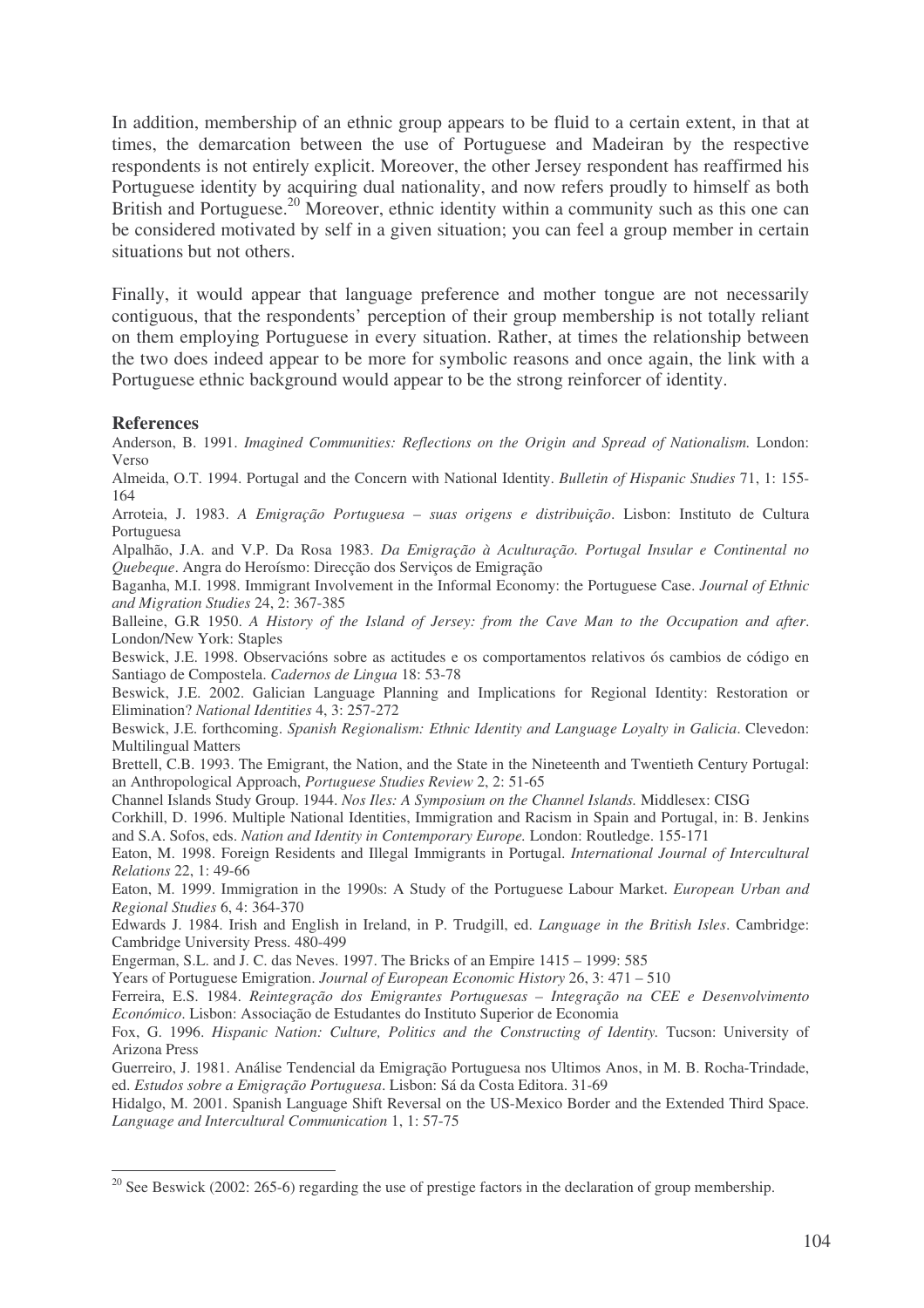In addition, membership of an ethnic group appears to be fluid to a certain extent, in that at times, the demarcation between the use of Portuguese and Madeiran by the respective respondents is not entirely explicit. Moreover, the other Jersey respondent has reaffirmed his Portuguese identity by acquiring dual nationality, and now refers proudly to himself as both British and Portuguese.[20] Moreover, ethnic identity within a community such as this one can be considered motivated by self in a given situation; you can feel a group member in certain situations but not others.

Finally, it would appear that language preference and mother tongue are not necessarily contiguous, that the respondents' perception of their group membership is not totally reliant on them employing Portuguese in every situation. Rather, at times the relationship between the two does indeed appear to be more for symbolic reasons and once again, the link with a Portuguese ethnic background would appear to be the strong reinforcer of identity.

**References**

Anderson, B. 1991. *Imagined Communities: Reflections on the Origin and Spread of Nationalism.* London: Verso

Almeida, O.T. 1994. Portugal and the Concern with National Identity. *Bulletin of Hispanic Studies* 71, 1: 155-164

Arroteia, J. 1983. *A Emigração Portuguesa – suas origens e distribuição*. Lisbon: Instituto de Cultura Portuguesa

Alpalhão, J.A. and V.P. Da Rosa 1983. *Da Emigração à Aculturação. Portugal Insular e Continental no Quebeque*. Angra do Heroísmo: Direcção dos Serviços de Emigração

Baganha, M.I. 1998. Immigrant Involvement in the Informal Economy: the Portuguese Case. *Journal of Ethnic and Migration Studies* 24, 2: 367-385

Balleine, G.R 1950. *A History of the Island of Jersey: from the Cave Man to the Occupation and after*. London/New York: Staples

Beswick, J.E. 1998. Observacións sobre as actitudes e os comportamentos relativos ós cambios de código en Santiago de Compostela. *Cadernos de Lingua* 18: 53-78

Beswick, J.E. 2002. Galician Language Planning and Implications for Regional Identity: Restoration or Elimination? *National Identities* 4, 3: 257-272

Beswick, J.E. forthcoming. *Spanish Regionalism: Ethnic Identity and Language Loyalty in Galicia*. Clevedon: Multilingual Matters

Brettell, C.B. 1993. The Emigrant, the Nation, and the State in the Nineteenth and Twentieth Century Portugal: an Anthropological Approach, *Portuguese Studies Review* 2, 2: 51-65

Channel Islands Study Group. 1944. *Nos Iles: A Symposium on the Channel Islands.* Middlesex: CISG

Corkhill, D. 1996. Multiple National Identities, Immigration and Racism in Spain and Portugal, in: B. Jenkins and S.A. Sofos, eds. *Nation and Identity in Contemporary Europe.* London: Routledge. 155-171

Eaton, M. 1998. Foreign Residents and Illegal Immigrants in Portugal. *International Journal of Intercultural Relations* 22, 1: 49-66

Eaton, M. 1999. Immigration in the 1990s: A Study of the Portuguese Labour Market. *European Urban and Regional Studies* 6, 4: 364-370

Edwards J. 1984. Irish and English in Ireland, in P. Trudgill, ed. *Language in the British Isles*. Cambridge: Cambridge University Press. 480-499

Engerman, S.L. and J. C. das Neves. 1997. The Bricks of an Empire 1415 – 1999: 585

Years of Portuguese Emigration. *Journal of European Economic History* 26, 3: 471 – 510

Ferreira, E.S. 1984. *Reintegração dos Emigrantes Portuguesas – Integração na CEE e Desenvolvimento Económico*. Lisbon: Associação de Estudantes do Instituto Superior de Economia

Fox, G. 1996. *Hispanic Nation: Culture, Politics and the Constructing of Identity.* Tucson: University of Arizona Press

Guerreiro, J. 1981. Análise Tendencial da Emigração Portuguesa nos Ultimos Anos, in M. B. Rocha-Trindade, ed. *Estudos sobre a Emigração Portuguesa*. Lisbon: Sá da Costa Editora. 31-69

Hidalgo, M. 2001. Spanish Language Shift Reversal on the US-Mexico Border and the Extended Third Space. *Language and Intercultural Communication* 1, 1: 57-75

[20] See Beswick (2002: 265-6) regarding the use of prestige factors in the declaration of group membership.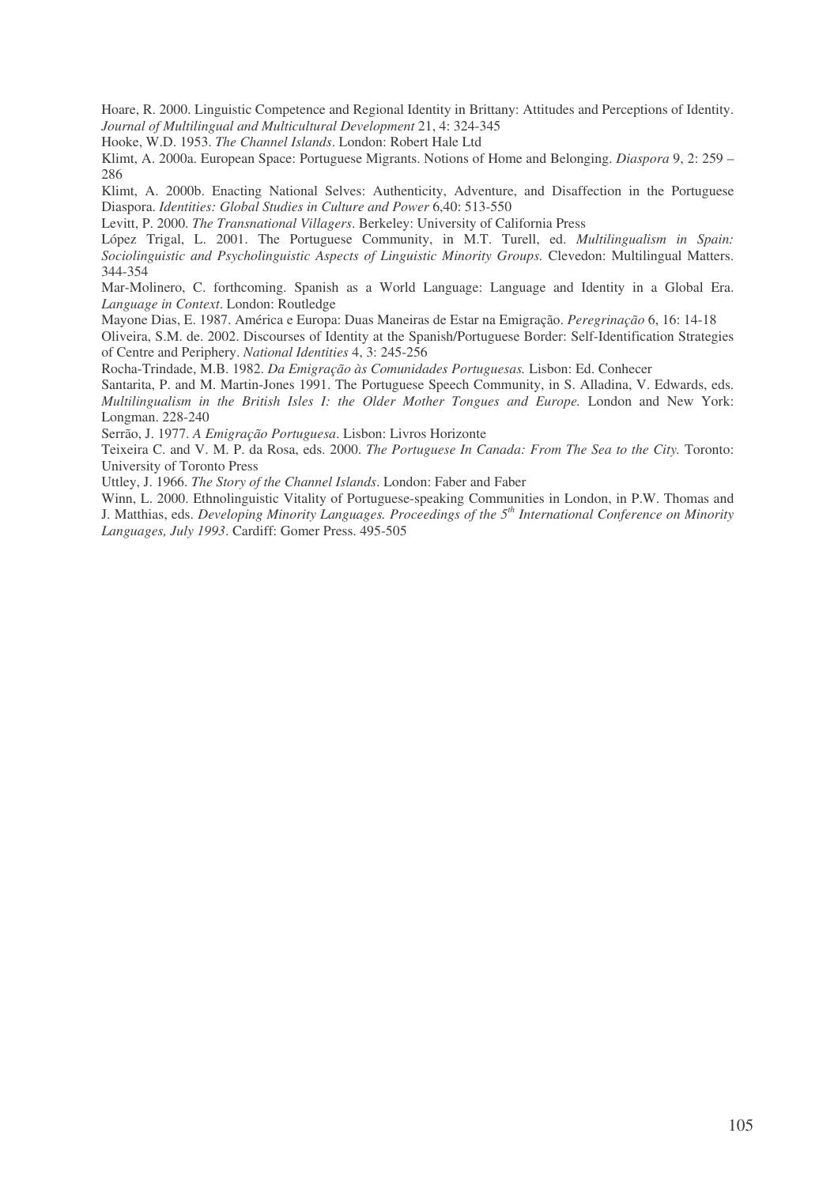Hoare, R. 2000. Linguistic Competence and Regional Identity in Brittany: Attitudes and Perceptions of Identity. *Journal of Multilingual and Multicultural Development* 21, 4: 324-345

Hooke, W.D. 1953. *The Channel Islands*. London: Robert Hale Ltd

Klimt, A. 2000a. European Space: Portuguese Migrants. Notions of Home and Belonging. *Diaspora* 9, 2: 259 – 286

Klimt, A. 2000b. Enacting National Selves: Authenticity, Adventure, and Disaffection in the Portuguese Diaspora. *Identities: Global Studies in Culture and Power* 6,40: 513-550

Levitt, P. 2000. *The Transnational Villagers*. Berkeley: University of California Press

López Trigal, L. 2001. The Portuguese Community, in M.T. Turell, ed. *Multilingualism in Spain: Sociolinguistic and Psycholinguistic Aspects of Linguistic Minority Groups.* Clevedon: Multilingual Matters. 344-354

Mar-Molinero, C. forthcoming. Spanish as a World Language: Language and Identity in a Global Era. *Language in Context*. London: Routledge

Mayone Dias, E. 1987. América e Europa: Duas Maneiras de Estar na Emigração. *Peregrinação* 6, 16: 14-18

Oliveira, S.M. de. 2002. Discourses of Identity at the Spanish/Portuguese Border: Self-Identification Strategies of Centre and Periphery. *National Identities* 4, 3: 245-256

Rocha-Trindade, M.B. 1982. *Da Emigração às Comunidades Portuguesas.* Lisbon: Ed. Conhecer

Santarita, P. and M. Martin-Jones 1991. The Portuguese Speech Community, in S. Alladina, V. Edwards, eds. *Multilingualism in the British Isles I: the Older Mother Tongues and Europe.* London and New York: Longman. 228-240

Serrão, J. 1977. *A Emigração Portuguesa*. Lisbon: Livros Horizonte

Teixeira C. and V. M. P. da Rosa, eds. 2000. *The Portuguese In Canada: From The Sea to the City.* Toronto: University of Toronto Press

Uttley, J. 1966. *The Story of the Channel Islands*. London: Faber and Faber

Winn, L. 2000. Ethnolinguistic Vitality of Portuguese-speaking Communities in London, in P.W. Thomas and J. Matthias, eds. *Developing Minority Languages. Proceedings of the 5th International Conference on Minority Languages, July 1993*. Cardiff: Gomer Press. 495-505